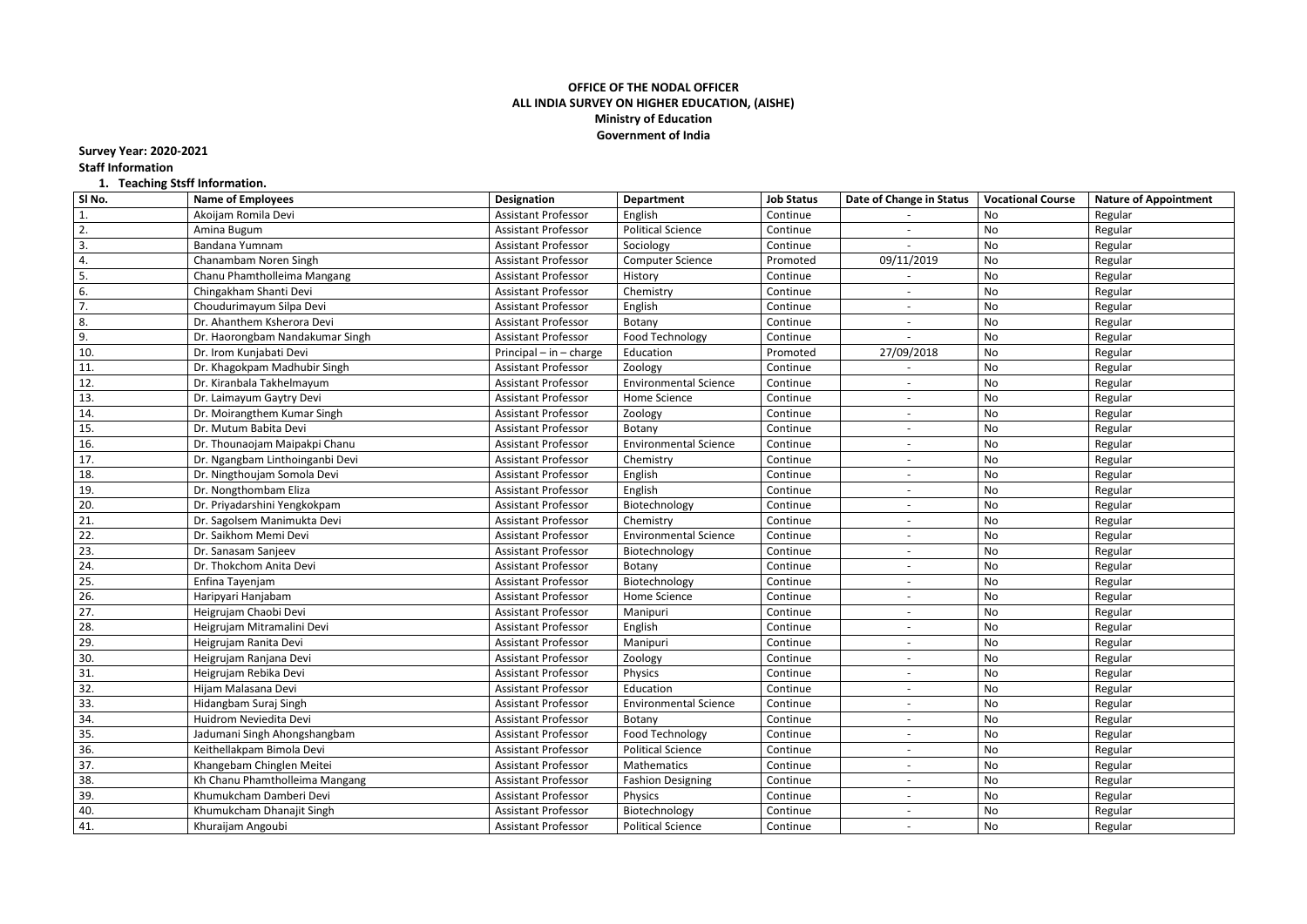**OFFICE OF THE NODAL OFFICER**
**ALL INDIA SURVEY ON HIGHER EDUCATION, (AISHE)**
**Ministry of Education**
**Government of India**

**Survey Year: 2020-2021**

**Staff Information**

1. **Teaching Stsff Information.**

| Sl No. | Name of Employees | Designation | Department | Job Status | Date of Change in Status | Vocational Course | Nature of Appointment |
|---|---|---|---|---|---|---|---|
| 1. | Akoijam Romila Devi | Assistant Professor | English | Continue | - | No | Regular |
| 2. | Amina Bugum | Assistant Professor | Political Science | Continue | - | No | Regular |
| 3. | Bandana Yumnam | Assistant Professor | Sociology | Continue | - | No | Regular |
| 4. | Chanambam Noren Singh | Assistant Professor | Computer Science | Promoted | 09/11/2019 | No | Regular |
| 5. | Chanu Phamtholleima Mangang | Assistant Professor | History | Continue | - | No | Regular |
| 6. | Chingakham Shanti Devi | Assistant Professor | Chemistry | Continue | - | No | Regular |
| 7. | Choudurimayum Silpa Devi | Assistant Professor | English | Continue | - | No | Regular |
| 8. | Dr. Ahanthem Ksherora Devi | Assistant Professor | Botany | Continue | - | No | Regular |
| 9. | Dr. Haorongbam Nandakumar Singh | Assistant Professor | Food Technology | Continue | - | No | Regular |
| 10. | Dr. Irom Kunjabati Devi | Principal – in – charge | Education | Promoted | 27/09/2018 | No | Regular |
| 11. | Dr. Khagokpam Madhubir Singh | Assistant Professor | Zoology | Continue | - | No | Regular |
| 12. | Dr. Kiranbala Takhelmayum | Assistant Professor | Environmental Science | Continue | - | No | Regular |
| 13. | Dr. Laimayum Gaytry Devi | Assistant Professor | Home Science | Continue | - | No | Regular |
| 14. | Dr. Moirangthem Kumar Singh | Assistant Professor | Zoology | Continue | - | No | Regular |
| 15. | Dr. Mutum Babita Devi | Assistant Professor | Botany | Continue | - | No | Regular |
| 16. | Dr. Thounaojam Maipakpi Chanu | Assistant Professor | Environmental Science | Continue | - | No | Regular |
| 17. | Dr. Ngangbam Linthoinganbi Devi | Assistant Professor | Chemistry | Continue | - | No | Regular |
| 18. | Dr. Ningthoujam Somola Devi | Assistant Professor | English | Continue | - | No | Regular |
| 19. | Dr. Nongthombam Eliza | Assistant Professor | English | Continue | - | No | Regular |
| 20. | Dr. Priyadarshini Yengkokpam | Assistant Professor | Biotechnology | Continue | - | No | Regular |
| 21. | Dr. Sagolsem Manimukta Devi | Assistant Professor | Chemistry | Continue | - | No | Regular |
| 22. | Dr. Saikhom Memi Devi | Assistant Professor | Environmental Science | Continue | - | No | Regular |
| 23. | Dr. Sanasam Sanjeev | Assistant Professor | Biotechnology | Continue | - | No | Regular |
| 24. | Dr. Thokchom Anita Devi | Assistant Professor | Botany | Continue | - | No | Regular |
| 25. | Enfina Tayenjam | Assistant Professor | Biotechnology | Continue | - | No | Regular |
| 26. | Haripyari Hanjabam | Assistant Professor | Home Science | Continue | - | No | Regular |
| 27. | Heigrujam Chaobi Devi | Assistant Professor | Manipuri | Continue | - | No | Regular |
| 28. | Heigrujam Mitramalini Devi | Assistant Professor | English | Continue | - | No | Regular |
| 29. | Heigrujam Ranita Devi | Assistant Professor | Manipuri | Continue | - | No | Regular |
| 30. | Heigrujam Ranjana Devi | Assistant Professor | Zoology | Continue | - | No | Regular |
| 31. | Heigrujam Rebika Devi | Assistant Professor | Physics | Continue | - | No | Regular |
| 32. | Hijam Malasana Devi | Assistant Professor | Education | Continue | - | No | Regular |
| 33. | Hidangbam Suraj Singh | Assistant Professor | Environmental Science | Continue | - | No | Regular |
| 34. | Huidrom Neviedita Devi | Assistant Professor | Botany | Continue | - | No | Regular |
| 35. | Jadumani Singh Ahongshangbam | Assistant Professor | Food Technology | Continue | - | No | Regular |
| 36. | Keithellakpam Bimola Devi | Assistant Professor | Political Science | Continue | - | No | Regular |
| 37. | Khangebam Chinglen Meitei | Assistant Professor | Mathematics | Continue | - | No | Regular |
| 38. | Kh Chanu Phamtholleima Mangang | Assistant Professor | Fashion Designing | Continue | - | No | Regular |
| 39. | Khumukcham Damberi Devi | Assistant Professor | Physics | Continue | - | No | Regular |
| 40. | Khumukcham Dhanajit Singh | Assistant Professor | Biotechnology | Continue | - | No | Regular |
| 41. | Khuraijam Angoubi | Assistant Professor | Political Science | Continue | - | No | Regular |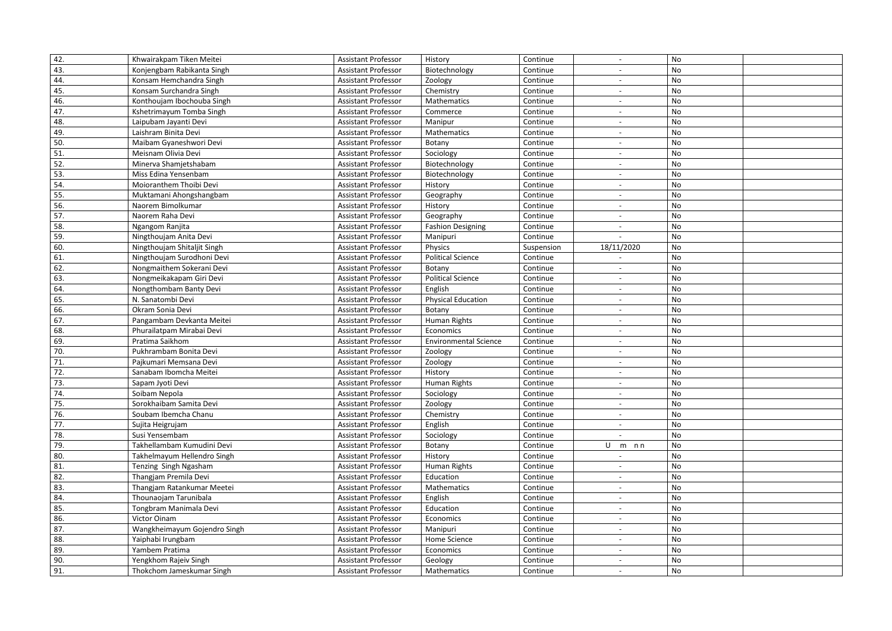| 42. | Khwairakpam Tiken Meitei | Assistant Professor | History | Continue | - | No | |
|---|---|---|---|---|---|---|---|
| 43. | Konjengbam Rabikanta Singh | Assistant Professor | Biotechnology | Continue | - | No | |
| 44. | Konsam Hemchandra Singh | Assistant Professor | Zoology | Continue | - | No | |
| 45. | Konsam Surchandra Singh | Assistant Professor | Chemistry | Continue | - | No | |
| 46. | Konthoujam Ibochouba Singh | Assistant Professor | Mathematics | Continue | - | No | |
| 47. | Kshetrimayum Tomba Singh | Assistant Professor | Commerce | Continue | - | No | |
| 48. | Laipubam Jayanti Devi | Assistant Professor | Manipur | Continue | - | No | |
| 49. | Laishram Binita Devi | Assistant Professor | Mathematics | Continue | - | No | |
| 50. | Maibam Gyaneshwori Devi | Assistant Professor | Botany | Continue | - | No | |
| 51. | Meisnam Olivia Devi | Assistant Professor | Sociology | Continue | - | No | |
| 52. | Minerva Shamjetshabam | Assistant Professor | Biotechnology | Continue | - | No | |
| 53. | Miss Edina Yensenbam | Assistant Professor | Biotechnology | Continue | - | No | |
| 54. | Moioranthem Thoibi Devi | Assistant Professor | History | Continue | - | No | |
| 55. | Muktamani Ahongshangbam | Assistant Professor | Geography | Continue | - | No | |
| 56. | Naorem Bimolkumar | Assistant Professor | History | Continue | - | No | |
| 57. | Naorem Raha Devi | Assistant Professor | Geography | Continue | - | No | |
| 58. | Ngangom Ranjita | Assistant Professor | Fashion Designing | Continue | - | No | |
| 59. | Ningthoujam Anita Devi | Assistant Professor | Manipuri | Continue | - | No | |
| 60. | Ningthoujam Shitaljit Singh | Assistant Professor | Physics | Suspension | 18/11/2020 | No | |
| 61. | Ningthoujam Surodhoni Devi | Assistant Professor | Political Science | Continue | - | No | |
| 62. | Nongmaithem Sokerani Devi | Assistant Professor | Botany | Continue | - | No | |
| 63. | Nongmeikakapam Giri Devi | Assistant Professor | Political Science | Continue | - | No | |
| 64. | Nongthombam Banty Devi | Assistant Professor | English | Continue | - | No | |
| 65. | N. Sanatombi Devi | Assistant Professor | Physical Education | Continue | - | No | |
| 66. | Okram Sonia Devi | Assistant Professor | Botany | Continue | - | No | |
| 67. | Pangambam Devkanta Meitei | Assistant Professor | Human Rights | Continue | - | No | |
| 68. | Phurailatpam Mirabai Devi | Assistant Professor | Economics | Continue | - | No | |
| 69. | Pratima Saikhom | Assistant Professor | Environmental Science | Continue | - | No | |
| 70. | Pukhrambam Bonita Devi | Assistant Professor | Zoology | Continue | - | No | |
| 71. | Pajkumari Memsana Devi | Assistant Professor | Zoology | Continue | - | No | |
| 72. | Sanabam Ibomcha Meitei | Assistant Professor | History | Continue | - | No | |
| 73. | Sapam Jyoti Devi | Assistant Professor | Human Rights | Continue | - | No | |
| 74. | Soibam Nepola | Assistant Professor | Sociology | Continue | - | No | |
| 75. | Sorokhaibam Samita Devi | Assistant Professor | Zoology | Continue | - | No | |
| 76. | Soubam Ibemcha Chanu | Assistant Professor | Chemistry | Continue | - | No | |
| 77. | Sujita Heigrujam | Assistant Professor | English | Continue | - | No | |
| 78. | Susi Yensembam | Assistant Professor | Sociology | Continue | - | No | |
| 79. | Takhellambam Kumudini Devi | Assistant Professor | Botany | Continue | U m nn | No | |
| 80. | Takhelmayum Hellendro Singh | Assistant Professor | History | Continue | - | No | |
| 81. | Tenzing Singh Ngasham | Assistant Professor | Human Rights | Continue | - | No | |
| 82. | Thangjam Premila Devi | Assistant Professor | Education | Continue | - | No | |
| 83. | Thangjam Ratankumar Meetei | Assistant Professor | Mathematics | Continue | - | No | |
| 84. | Thounaojam Tarunibala | Assistant Professor | English | Continue | - | No | |
| 85. | Tongbram Manimala Devi | Assistant Professor | Education | Continue | - | No | |
| 86. | Victor Oinam | Assistant Professor | Economics | Continue | - | No | |
| 87. | Wangkheimayum Gojendro Singh | Assistant Professor | Manipuri | Continue | - | No | |
| 88. | Yaiphabi Irungbam | Assistant Professor | Home Science | Continue | - | No | |
| 89. | Yambem Pratima | Assistant Professor | Economics | Continue | - | No | |
| 90. | Yengkhom Rajeiv Singh | Assistant Professor | Geology | Continue | - | No | |
| 91. | Thokchom Jameskumar Singh | Assistant Professor | Mathematics | Continue | - | No | |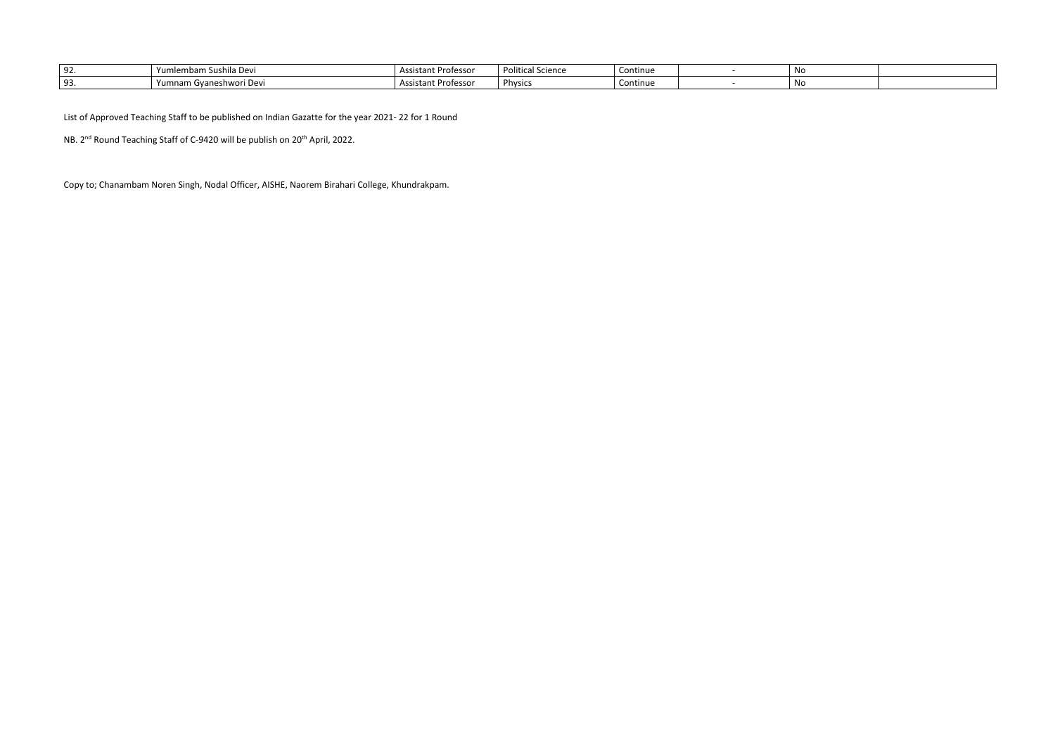| | | | | | | | |
|---|---|---|---|---|---|---|---|
| 92. | Yumlembam Sushila Devi | Assistant Professor | Political Science | Continue | - | No | |
| 93. | Yumnam Gyaneshwori Devi | Assistant Professor | Physics | Continue | - | No | |

List of Approved Teaching Staff to be published on Indian Gazatte for the year 2021- 22 for 1 Round

NB. 2nd Round Teaching Staff of C-9420 will be publish on 20th April, 2022.

Copy to; Chanambam Noren Singh, Nodal Officer, AISHE, Naorem Birahari College, Khundrakpam.